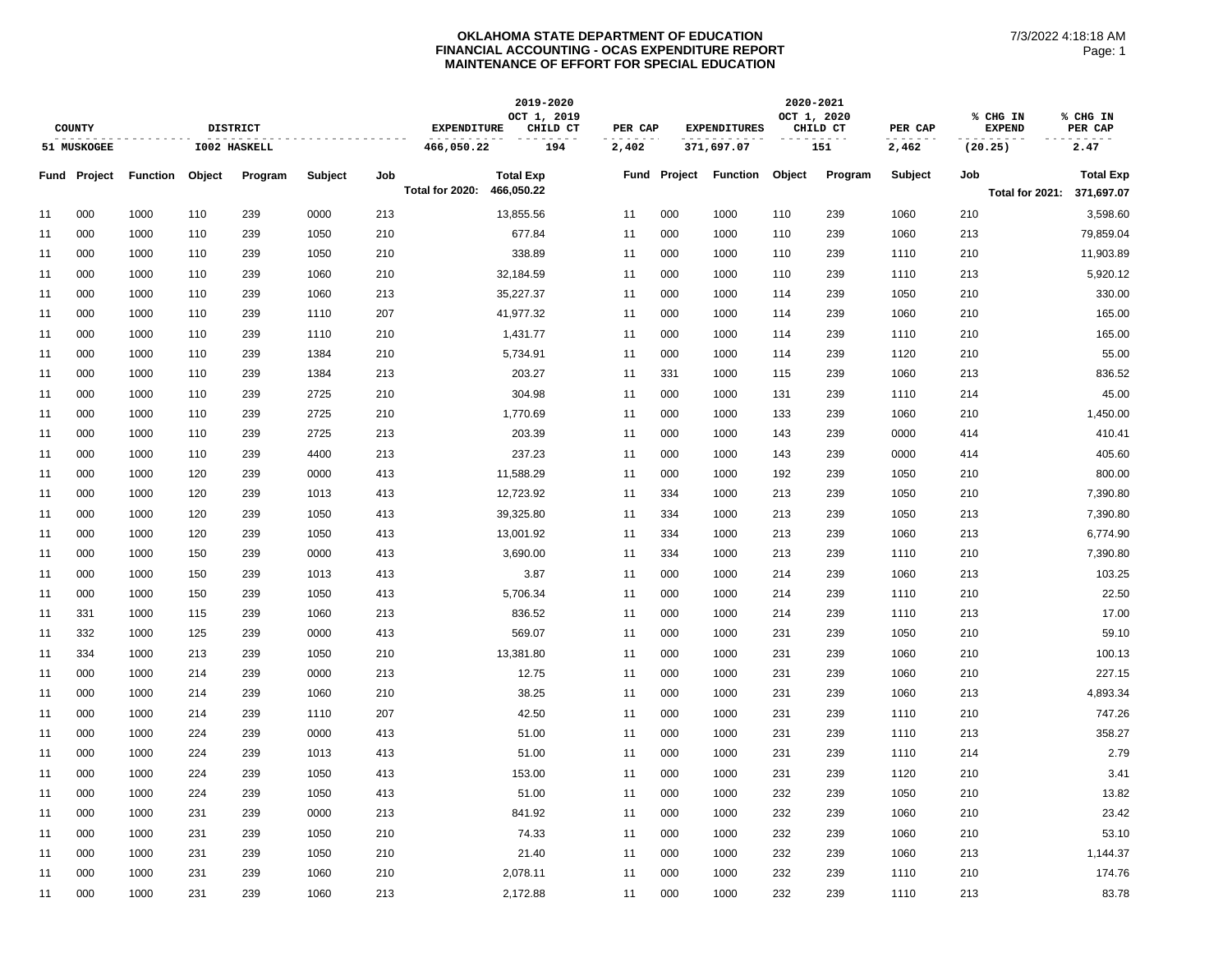**OKLAHOMA STATE DEPARTMENT OF EDUCATION**
**FINANCIAL ACCOUNTING - OCAS EXPENDITURE REPORT**
**MAINTENANCE OF EFFORT FOR SPECIAL EDUCATION**

7/3/2022 4:18:18 AM

| COUNTY | DISTRICT | 2019-2020 EXPENDITURE | OCT 1, 2019 CHILD CT | PER CAP | 2020-2021 EXPENDITURES | OCT 1, 2020 CHILD CT | PER CAP | % CHG IN EXPEND | % CHG IN PER CAP |
|---|---|---|---|---|---|---|---|---|---|
| 51 MUSKOGEE | I002 HASKELL | 466,050.22 | 194 | 2,402 | 371,697.07 | 151 | 2,462 | (20.25) | 2.47 |

| Fund | Project | Function | Object | Program | Subject | Job | Total Exp | Fund | Project | Function | Object | Program | Subject | Job | Total Exp |
|---|---|---|---|---|---|---|---|---|---|---|---|---|---|---|---|
| | | | | | | | Total for 2020: 466,050.22 | | | | | | | | Total for 2021: 371,697.07 |
| 11 | 000 | 1000 | 110 | 239 | 0000 | 213 | 13,855.56 | 11 | 000 | 1000 | 110 | 239 | 1060 | 210 | 3,598.60 |
| 11 | 000 | 1000 | 110 | 239 | 1050 | 210 | 677.84 | 11 | 000 | 1000 | 110 | 239 | 1060 | 213 | 79,859.04 |
| 11 | 000 | 1000 | 110 | 239 | 1050 | 210 | 338.89 | 11 | 000 | 1000 | 110 | 239 | 1110 | 210 | 11,903.89 |
| 11 | 000 | 1000 | 110 | 239 | 1060 | 210 | 32,184.59 | 11 | 000 | 1000 | 110 | 239 | 1110 | 213 | 5,920.12 |
| 11 | 000 | 1000 | 110 | 239 | 1060 | 213 | 35,227.37 | 11 | 000 | 1000 | 114 | 239 | 1050 | 210 | 330.00 |
| 11 | 000 | 1000 | 110 | 239 | 1110 | 207 | 41,977.32 | 11 | 000 | 1000 | 114 | 239 | 1060 | 210 | 165.00 |
| 11 | 000 | 1000 | 110 | 239 | 1110 | 210 | 1,431.77 | 11 | 000 | 1000 | 114 | 239 | 1110 | 210 | 165.00 |
| 11 | 000 | 1000 | 110 | 239 | 1384 | 210 | 5,734.91 | 11 | 000 | 1000 | 114 | 239 | 1120 | 210 | 55.00 |
| 11 | 000 | 1000 | 110 | 239 | 1384 | 213 | 203.27 | 11 | 331 | 1000 | 115 | 239 | 1060 | 213 | 836.52 |
| 11 | 000 | 1000 | 110 | 239 | 2725 | 210 | 304.98 | 11 | 000 | 1000 | 131 | 239 | 1110 | 214 | 45.00 |
| 11 | 000 | 1000 | 110 | 239 | 2725 | 210 | 1,770.69 | 11 | 000 | 1000 | 133 | 239 | 1060 | 210 | 1,450.00 |
| 11 | 000 | 1000 | 110 | 239 | 2725 | 213 | 203.39 | 11 | 000 | 1000 | 143 | 239 | 0000 | 414 | 410.41 |
| 11 | 000 | 1000 | 110 | 239 | 4400 | 213 | 237.23 | 11 | 000 | 1000 | 143 | 239 | 0000 | 414 | 405.60 |
| 11 | 000 | 1000 | 120 | 239 | 0000 | 413 | 11,588.29 | 11 | 000 | 1000 | 192 | 239 | 1050 | 210 | 800.00 |
| 11 | 000 | 1000 | 120 | 239 | 1013 | 413 | 12,723.92 | 11 | 334 | 1000 | 213 | 239 | 1050 | 210 | 7,390.80 |
| 11 | 000 | 1000 | 120 | 239 | 1050 | 413 | 39,325.80 | 11 | 334 | 1000 | 213 | 239 | 1050 | 213 | 7,390.80 |
| 11 | 000 | 1000 | 120 | 239 | 1050 | 413 | 13,001.92 | 11 | 334 | 1000 | 213 | 239 | 1060 | 213 | 6,774.90 |
| 11 | 000 | 1000 | 150 | 239 | 0000 | 413 | 3,690.00 | 11 | 334 | 1000 | 213 | 239 | 1110 | 210 | 7,390.80 |
| 11 | 000 | 1000 | 150 | 239 | 1013 | 413 | 3.87 | 11 | 000 | 1000 | 214 | 239 | 1060 | 213 | 103.25 |
| 11 | 000 | 1000 | 150 | 239 | 1050 | 413 | 5,706.34 | 11 | 000 | 1000 | 214 | 239 | 1110 | 210 | 22.50 |
| 11 | 331 | 1000 | 115 | 239 | 1060 | 213 | 836.52 | 11 | 000 | 1000 | 214 | 239 | 1110 | 213 | 17.00 |
| 11 | 332 | 1000 | 125 | 239 | 0000 | 413 | 569.07 | 11 | 000 | 1000 | 231 | 239 | 1050 | 210 | 59.10 |
| 11 | 334 | 1000 | 213 | 239 | 1050 | 210 | 13,381.80 | 11 | 000 | 1000 | 231 | 239 | 1060 | 210 | 100.13 |
| 11 | 000 | 1000 | 214 | 239 | 0000 | 213 | 12.75 | 11 | 000 | 1000 | 231 | 239 | 1060 | 210 | 227.15 |
| 11 | 000 | 1000 | 214 | 239 | 1060 | 210 | 38.25 | 11 | 000 | 1000 | 231 | 239 | 1060 | 213 | 4,893.34 |
| 11 | 000 | 1000 | 214 | 239 | 1110 | 207 | 42.50 | 11 | 000 | 1000 | 231 | 239 | 1110 | 210 | 747.26 |
| 11 | 000 | 1000 | 224 | 239 | 0000 | 413 | 51.00 | 11 | 000 | 1000 | 231 | 239 | 1110 | 213 | 358.27 |
| 11 | 000 | 1000 | 224 | 239 | 1013 | 413 | 51.00 | 11 | 000 | 1000 | 231 | 239 | 1110 | 214 | 2.79 |
| 11 | 000 | 1000 | 224 | 239 | 1050 | 413 | 153.00 | 11 | 000 | 1000 | 231 | 239 | 1120 | 210 | 3.41 |
| 11 | 000 | 1000 | 224 | 239 | 1050 | 413 | 51.00 | 11 | 000 | 1000 | 232 | 239 | 1050 | 210 | 13.82 |
| 11 | 000 | 1000 | 231 | 239 | 0000 | 213 | 841.92 | 11 | 000 | 1000 | 232 | 239 | 1060 | 210 | 23.42 |
| 11 | 000 | 1000 | 231 | 239 | 1050 | 210 | 74.33 | 11 | 000 | 1000 | 232 | 239 | 1060 | 210 | 53.10 |
| 11 | 000 | 1000 | 231 | 239 | 1050 | 210 | 21.40 | 11 | 000 | 1000 | 232 | 239 | 1060 | 213 | 1,144.37 |
| 11 | 000 | 1000 | 231 | 239 | 1060 | 210 | 2,078.11 | 11 | 000 | 1000 | 232 | 239 | 1110 | 210 | 174.76 |
| 11 | 000 | 1000 | 231 | 239 | 1060 | 213 | 2,172.88 | 11 | 000 | 1000 | 232 | 239 | 1110 | 213 | 83.78 |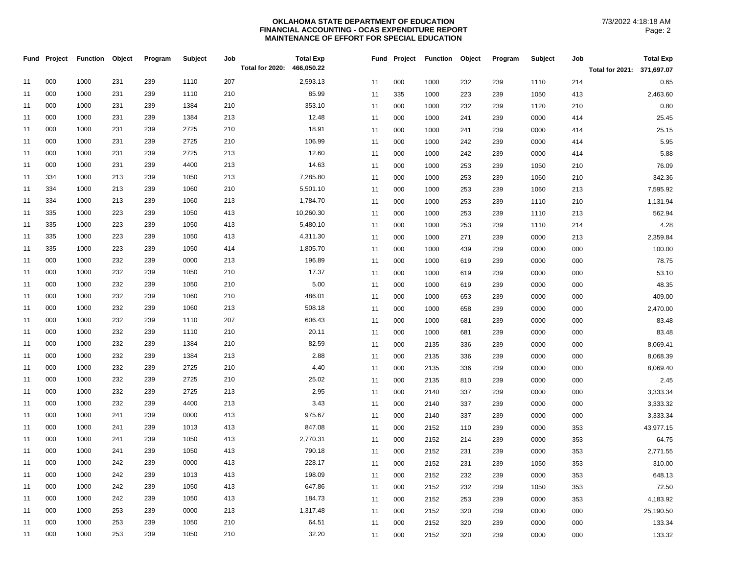**OKLAHOMA STATE DEPARTMENT OF EDUCATION**
**FINANCIAL ACCOUNTING - OCAS EXPENDITURE REPORT**
**MAINTENANCE OF EFFORT FOR SPECIAL EDUCATION**

7/3/2022 4:18:18 AM

| Fund | Project | Function | Object | Program | Subject | Job | Total Exp |
|---|---|---|---|---|---|---|---|
| | | | | | | Total for 2020: | 466,050.22 |
| 11 | 000 | 1000 | 231 | 239 | 1110 | 207 | 2,593.13 |
| 11 | 000 | 1000 | 231 | 239 | 1110 | 210 | 85.99 |
| 11 | 000 | 1000 | 231 | 239 | 1384 | 210 | 353.10 |
| 11 | 000 | 1000 | 231 | 239 | 1384 | 213 | 12.48 |
| 11 | 000 | 1000 | 231 | 239 | 2725 | 210 | 18.91 |
| 11 | 000 | 1000 | 231 | 239 | 2725 | 210 | 106.99 |
| 11 | 000 | 1000 | 231 | 239 | 2725 | 213 | 12.60 |
| 11 | 000 | 1000 | 231 | 239 | 4400 | 213 | 14.63 |
| 11 | 334 | 1000 | 213 | 239 | 1050 | 213 | 7,285.80 |
| 11 | 334 | 1000 | 213 | 239 | 1060 | 210 | 5,501.10 |
| 11 | 334 | 1000 | 213 | 239 | 1060 | 213 | 1,784.70 |
| 11 | 335 | 1000 | 223 | 239 | 1050 | 413 | 10,260.30 |
| 11 | 335 | 1000 | 223 | 239 | 1050 | 413 | 5,480.10 |
| 11 | 335 | 1000 | 223 | 239 | 1050 | 413 | 4,311.30 |
| 11 | 335 | 1000 | 223 | 239 | 1050 | 414 | 1,805.70 |
| 11 | 000 | 1000 | 232 | 239 | 0000 | 213 | 196.89 |
| 11 | 000 | 1000 | 232 | 239 | 1050 | 210 | 17.37 |
| 11 | 000 | 1000 | 232 | 239 | 1050 | 210 | 5.00 |
| 11 | 000 | 1000 | 232 | 239 | 1060 | 210 | 486.01 |
| 11 | 000 | 1000 | 232 | 239 | 1060 | 213 | 508.18 |
| 11 | 000 | 1000 | 232 | 239 | 1110 | 207 | 606.43 |
| 11 | 000 | 1000 | 232 | 239 | 1110 | 210 | 20.11 |
| 11 | 000 | 1000 | 232 | 239 | 1384 | 210 | 82.59 |
| 11 | 000 | 1000 | 232 | 239 | 1384 | 213 | 2.88 |
| 11 | 000 | 1000 | 232 | 239 | 2725 | 210 | 4.40 |
| 11 | 000 | 1000 | 232 | 239 | 2725 | 210 | 25.02 |
| 11 | 000 | 1000 | 232 | 239 | 2725 | 213 | 2.95 |
| 11 | 000 | 1000 | 232 | 239 | 4400 | 213 | 3.43 |
| 11 | 000 | 1000 | 241 | 239 | 0000 | 413 | 975.67 |
| 11 | 000 | 1000 | 241 | 239 | 1013 | 413 | 847.08 |
| 11 | 000 | 1000 | 241 | 239 | 1050 | 413 | 2,770.31 |
| 11 | 000 | 1000 | 241 | 239 | 1050 | 413 | 790.18 |
| 11 | 000 | 1000 | 242 | 239 | 0000 | 413 | 228.17 |
| 11 | 000 | 1000 | 242 | 239 | 1013 | 413 | 198.09 |
| 11 | 000 | 1000 | 242 | 239 | 1050 | 413 | 647.86 |
| 11 | 000 | 1000 | 242 | 239 | 1050 | 413 | 184.73 |
| 11 | 000 | 1000 | 253 | 239 | 0000 | 213 | 1,317.48 |
| 11 | 000 | 1000 | 253 | 239 | 1050 | 210 | 64.51 |
| 11 | 000 | 1000 | 253 | 239 | 1050 | 210 | 32.20 |

| Fund | Project | Function | Object | Program | Subject | Job | Total Exp |
|---|---|---|---|---|---|---|---|
| | | | | | | Total for 2021: | 371,697.07 |
| 11 | 000 | 1000 | 232 | 239 | 1110 | 214 | 0.65 |
| 11 | 335 | 1000 | 223 | 239 | 1050 | 413 | 2,463.60 |
| 11 | 000 | 1000 | 232 | 239 | 1120 | 210 | 0.80 |
| 11 | 000 | 1000 | 241 | 239 | 0000 | 414 | 25.45 |
| 11 | 000 | 1000 | 241 | 239 | 0000 | 414 | 25.15 |
| 11 | 000 | 1000 | 242 | 239 | 0000 | 414 | 5.95 |
| 11 | 000 | 1000 | 242 | 239 | 0000 | 414 | 5.88 |
| 11 | 000 | 1000 | 253 | 239 | 1050 | 210 | 76.09 |
| 11 | 000 | 1000 | 253 | 239 | 1060 | 210 | 342.36 |
| 11 | 000 | 1000 | 253 | 239 | 1060 | 213 | 7,595.92 |
| 11 | 000 | 1000 | 253 | 239 | 1110 | 210 | 1,131.94 |
| 11 | 000 | 1000 | 253 | 239 | 1110 | 213 | 562.94 |
| 11 | 000 | 1000 | 253 | 239 | 1110 | 214 | 4.28 |
| 11 | 000 | 1000 | 271 | 239 | 0000 | 213 | 2,359.84 |
| 11 | 000 | 1000 | 439 | 239 | 0000 | 000 | 100.00 |
| 11 | 000 | 1000 | 619 | 239 | 0000 | 000 | 78.75 |
| 11 | 000 | 1000 | 619 | 239 | 0000 | 000 | 53.10 |
| 11 | 000 | 1000 | 619 | 239 | 0000 | 000 | 48.35 |
| 11 | 000 | 1000 | 653 | 239 | 0000 | 000 | 409.00 |
| 11 | 000 | 1000 | 658 | 239 | 0000 | 000 | 2,470.00 |
| 11 | 000 | 1000 | 681 | 239 | 0000 | 000 | 83.48 |
| 11 | 000 | 1000 | 681 | 239 | 0000 | 000 | 83.48 |
| 11 | 000 | 2135 | 336 | 239 | 0000 | 000 | 8,069.41 |
| 11 | 000 | 2135 | 336 | 239 | 0000 | 000 | 8,068.39 |
| 11 | 000 | 2135 | 336 | 239 | 0000 | 000 | 8,069.40 |
| 11 | 000 | 2135 | 810 | 239 | 0000 | 000 | 2.45 |
| 11 | 000 | 2140 | 337 | 239 | 0000 | 000 | 3,333.34 |
| 11 | 000 | 2140 | 337 | 239 | 0000 | 000 | 3,333.32 |
| 11 | 000 | 2140 | 337 | 239 | 0000 | 000 | 3,333.34 |
| 11 | 000 | 2152 | 110 | 239 | 0000 | 353 | 43,977.15 |
| 11 | 000 | 2152 | 214 | 239 | 0000 | 353 | 64.75 |
| 11 | 000 | 2152 | 231 | 239 | 0000 | 353 | 2,771.55 |
| 11 | 000 | 2152 | 231 | 239 | 1050 | 353 | 310.00 |
| 11 | 000 | 2152 | 232 | 239 | 0000 | 353 | 648.13 |
| 11 | 000 | 2152 | 232 | 239 | 1050 | 353 | 72.50 |
| 11 | 000 | 2152 | 253 | 239 | 0000 | 353 | 4,183.92 |
| 11 | 000 | 2152 | 320 | 239 | 0000 | 000 | 25,190.50 |
| 11 | 000 | 2152 | 320 | 239 | 0000 | 000 | 133.34 |
| 11 | 000 | 2152 | 320 | 239 | 0000 | 000 | 133.32 |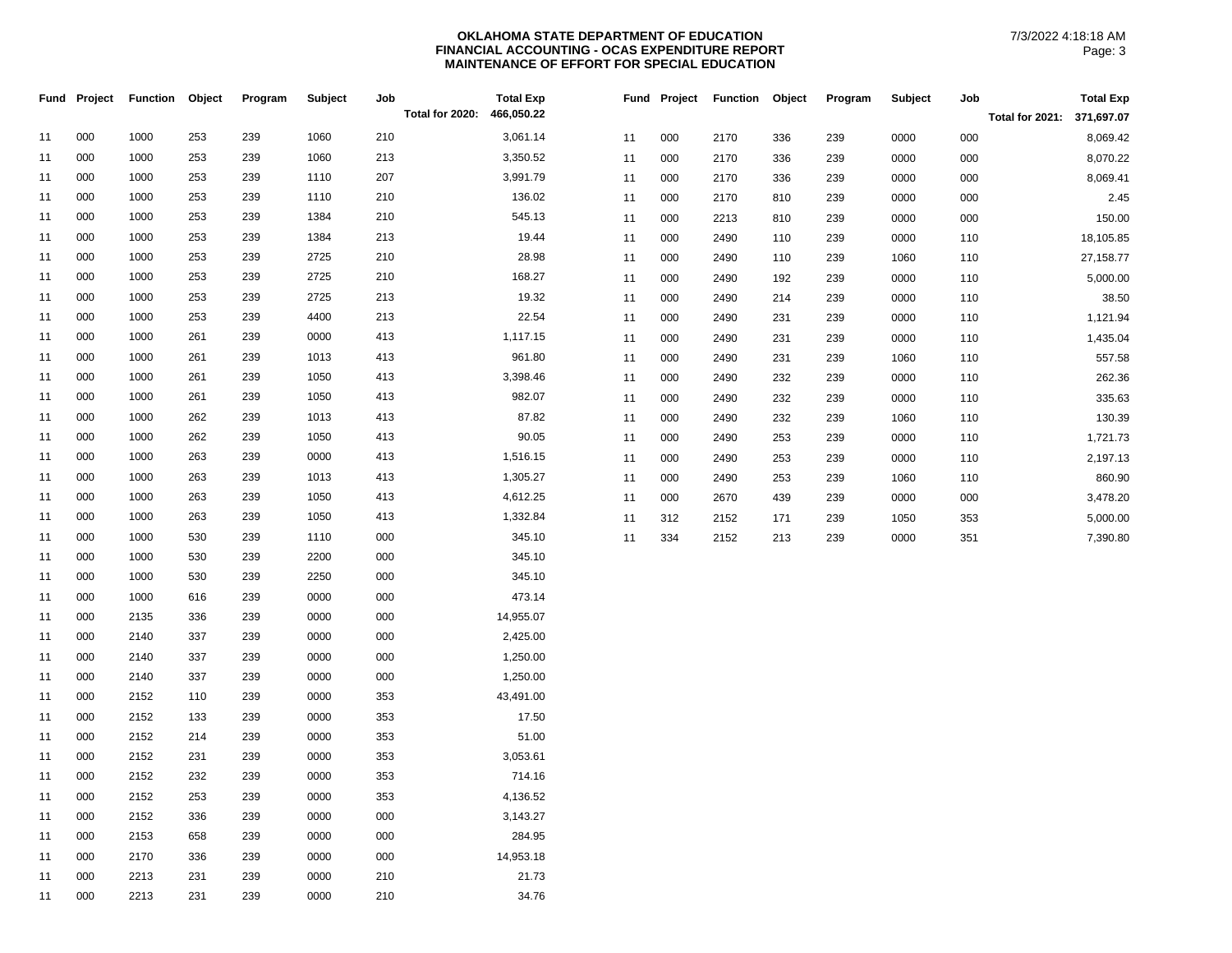**OKLAHOMA STATE DEPARTMENT OF EDUCATION**
**FINANCIAL ACCOUNTING - OCAS EXPENDITURE REPORT**
**MAINTENANCE OF EFFORT FOR SPECIAL EDUCATION**

7/3/2022 4:18:18 AM

| Fund | Project | Function | Object | Program | Subject | Job | Total Exp |
|---|---|---|---|---|---|---|---|
| | | | | | | Total for 2020: | 466,050.22 |
| 11 | 000 | 1000 | 253 | 239 | 1060 | 210 | 3,061.14 |
| 11 | 000 | 1000 | 253 | 239 | 1060 | 213 | 3,350.52 |
| 11 | 000 | 1000 | 253 | 239 | 1110 | 207 | 3,991.79 |
| 11 | 000 | 1000 | 253 | 239 | 1110 | 210 | 136.02 |
| 11 | 000 | 1000 | 253 | 239 | 1384 | 210 | 545.13 |
| 11 | 000 | 1000 | 253 | 239 | 1384 | 213 | 19.44 |
| 11 | 000 | 1000 | 253 | 239 | 2725 | 210 | 28.98 |
| 11 | 000 | 1000 | 253 | 239 | 2725 | 210 | 168.27 |
| 11 | 000 | 1000 | 253 | 239 | 2725 | 213 | 19.32 |
| 11 | 000 | 1000 | 253 | 239 | 4400 | 213 | 22.54 |
| 11 | 000 | 1000 | 261 | 239 | 0000 | 413 | 1,117.15 |
| 11 | 000 | 1000 | 261 | 239 | 1013 | 413 | 961.80 |
| 11 | 000 | 1000 | 261 | 239 | 1050 | 413 | 3,398.46 |
| 11 | 000 | 1000 | 261 | 239 | 1050 | 413 | 982.07 |
| 11 | 000 | 1000 | 262 | 239 | 1013 | 413 | 87.82 |
| 11 | 000 | 1000 | 262 | 239 | 1050 | 413 | 90.05 |
| 11 | 000 | 1000 | 263 | 239 | 0000 | 413 | 1,516.15 |
| 11 | 000 | 1000 | 263 | 239 | 1013 | 413 | 1,305.27 |
| 11 | 000 | 1000 | 263 | 239 | 1050 | 413 | 4,612.25 |
| 11 | 000 | 1000 | 263 | 239 | 1050 | 413 | 1,332.84 |
| 11 | 000 | 1000 | 530 | 239 | 1110 | 000 | 345.10 |
| 11 | 000 | 1000 | 530 | 239 | 2200 | 000 | 345.10 |
| 11 | 000 | 1000 | 530 | 239 | 2250 | 000 | 345.10 |
| 11 | 000 | 1000 | 616 | 239 | 0000 | 000 | 473.14 |
| 11 | 000 | 2135 | 336 | 239 | 0000 | 000 | 14,955.07 |
| 11 | 000 | 2140 | 337 | 239 | 0000 | 000 | 2,425.00 |
| 11 | 000 | 2140 | 337 | 239 | 0000 | 000 | 1,250.00 |
| 11 | 000 | 2140 | 337 | 239 | 0000 | 000 | 1,250.00 |
| 11 | 000 | 2152 | 110 | 239 | 0000 | 353 | 43,491.00 |
| 11 | 000 | 2152 | 133 | 239 | 0000 | 353 | 17.50 |
| 11 | 000 | 2152 | 214 | 239 | 0000 | 353 | 51.00 |
| 11 | 000 | 2152 | 231 | 239 | 0000 | 353 | 3,053.61 |
| 11 | 000 | 2152 | 232 | 239 | 0000 | 353 | 714.16 |
| 11 | 000 | 2152 | 253 | 239 | 0000 | 353 | 4,136.52 |
| 11 | 000 | 2152 | 336 | 239 | 0000 | 000 | 3,143.27 |
| 11 | 000 | 2153 | 658 | 239 | 0000 | 000 | 284.95 |
| 11 | 000 | 2170 | 336 | 239 | 0000 | 000 | 14,953.18 |
| 11 | 000 | 2213 | 231 | 239 | 0000 | 210 | 21.73 |
| 11 | 000 | 2213 | 231 | 239 | 0000 | 210 | 34.76 |

| Fund | Project | Function | Object | Program | Subject | Job | Total Exp |
|---|---|---|---|---|---|---|---|
| | | | | | | Total for 2021: | 371,697.07 |
| 11 | 000 | 2170 | 336 | 239 | 0000 | 000 | 8,069.42 |
| 11 | 000 | 2170 | 336 | 239 | 0000 | 000 | 8,070.22 |
| 11 | 000 | 2170 | 336 | 239 | 0000 | 000 | 8,069.41 |
| 11 | 000 | 2170 | 810 | 239 | 0000 | 000 | 2.45 |
| 11 | 000 | 2213 | 810 | 239 | 0000 | 000 | 150.00 |
| 11 | 000 | 2490 | 110 | 239 | 0000 | 110 | 18,105.85 |
| 11 | 000 | 2490 | 110 | 239 | 1060 | 110 | 27,158.77 |
| 11 | 000 | 2490 | 192 | 239 | 0000 | 110 | 5,000.00 |
| 11 | 000 | 2490 | 214 | 239 | 0000 | 110 | 38.50 |
| 11 | 000 | 2490 | 231 | 239 | 0000 | 110 | 1,121.94 |
| 11 | 000 | 2490 | 231 | 239 | 0000 | 110 | 1,435.04 |
| 11 | 000 | 2490 | 231 | 239 | 1060 | 110 | 557.58 |
| 11 | 000 | 2490 | 232 | 239 | 0000 | 110 | 262.36 |
| 11 | 000 | 2490 | 232 | 239 | 0000 | 110 | 335.63 |
| 11 | 000 | 2490 | 232 | 239 | 1060 | 110 | 130.39 |
| 11 | 000 | 2490 | 253 | 239 | 0000 | 110 | 1,721.73 |
| 11 | 000 | 2490 | 253 | 239 | 0000 | 110 | 2,197.13 |
| 11 | 000 | 2490 | 253 | 239 | 1060 | 110 | 860.90 |
| 11 | 000 | 2670 | 439 | 239 | 0000 | 000 | 3,478.20 |
| 11 | 312 | 2152 | 171 | 239 | 1050 | 353 | 5,000.00 |
| 11 | 334 | 2152 | 213 | 239 | 0000 | 351 | 7,390.80 |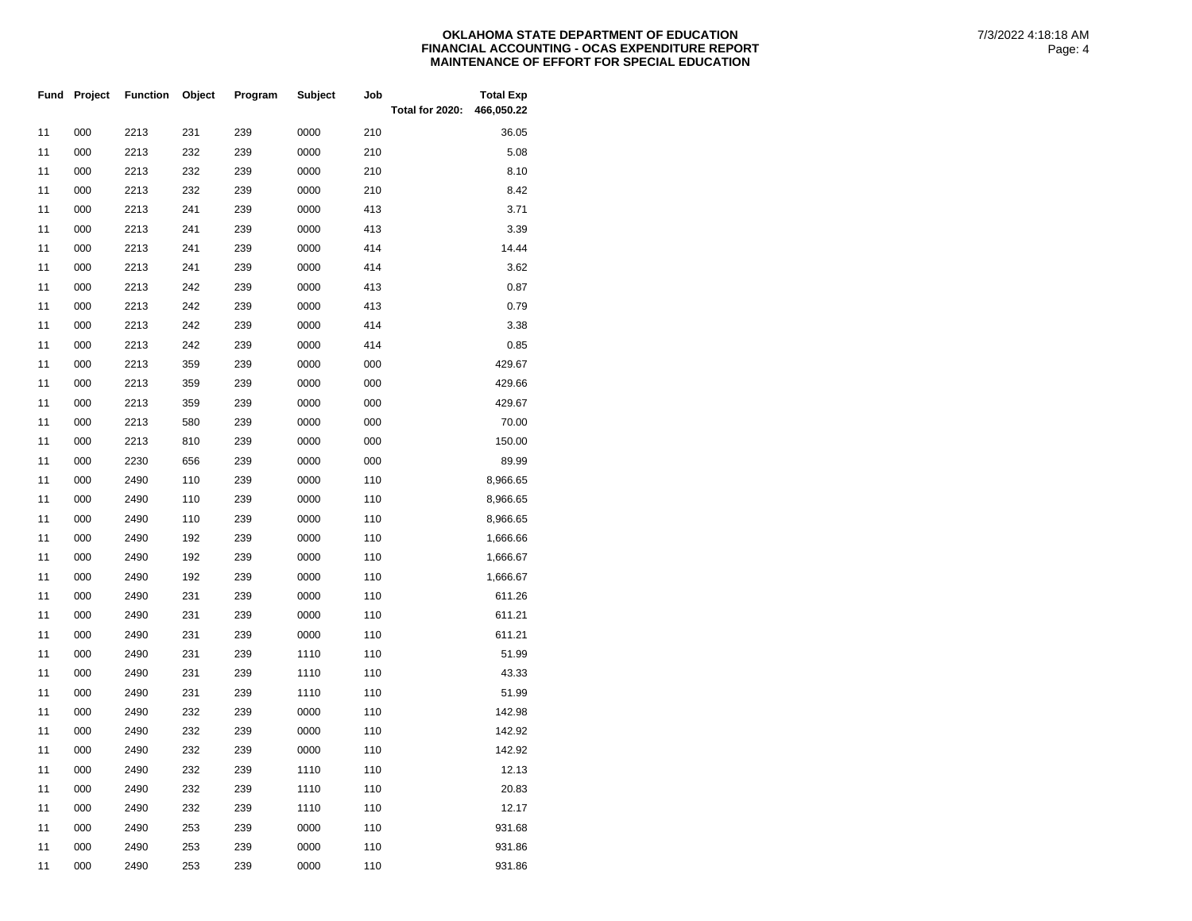| Fund | Project | Function | Object | Program | Subject | Job | | Total Exp |
|---|---|---|---|---|---|---|---|---|
| | | | | | | | Total for 2020: | 466,050.22 |
| 11 | 000 | 2213 | 231 | 239 | 0000 | 210 | | 36.05 |
| 11 | 000 | 2213 | 232 | 239 | 0000 | 210 | | 5.08 |
| 11 | 000 | 2213 | 232 | 239 | 0000 | 210 | | 8.10 |
| 11 | 000 | 2213 | 232 | 239 | 0000 | 210 | | 8.42 |
| 11 | 000 | 2213 | 241 | 239 | 0000 | 413 | | 3.71 |
| 11 | 000 | 2213 | 241 | 239 | 0000 | 413 | | 3.39 |
| 11 | 000 | 2213 | 241 | 239 | 0000 | 414 | | 14.44 |
| 11 | 000 | 2213 | 241 | 239 | 0000 | 414 | | 3.62 |
| 11 | 000 | 2213 | 242 | 239 | 0000 | 413 | | 0.87 |
| 11 | 000 | 2213 | 242 | 239 | 0000 | 413 | | 0.79 |
| 11 | 000 | 2213 | 242 | 239 | 0000 | 414 | | 3.38 |
| 11 | 000 | 2213 | 242 | 239 | 0000 | 414 | | 0.85 |
| 11 | 000 | 2213 | 359 | 239 | 0000 | 000 | | 429.67 |
| 11 | 000 | 2213 | 359 | 239 | 0000 | 000 | | 429.66 |
| 11 | 000 | 2213 | 359 | 239 | 0000 | 000 | | 429.67 |
| 11 | 000 | 2213 | 580 | 239 | 0000 | 000 | | 70.00 |
| 11 | 000 | 2213 | 810 | 239 | 0000 | 000 | | 150.00 |
| 11 | 000 | 2230 | 656 | 239 | 0000 | 000 | | 89.99 |
| 11 | 000 | 2490 | 110 | 239 | 0000 | 110 | | 8,966.65 |
| 11 | 000 | 2490 | 110 | 239 | 0000 | 110 | | 8,966.65 |
| 11 | 000 | 2490 | 110 | 239 | 0000 | 110 | | 8,966.65 |
| 11 | 000 | 2490 | 192 | 239 | 0000 | 110 | | 1,666.66 |
| 11 | 000 | 2490 | 192 | 239 | 0000 | 110 | | 1,666.67 |
| 11 | 000 | 2490 | 192 | 239 | 0000 | 110 | | 1,666.67 |
| 11 | 000 | 2490 | 231 | 239 | 0000 | 110 | | 611.26 |
| 11 | 000 | 2490 | 231 | 239 | 0000 | 110 | | 611.21 |
| 11 | 000 | 2490 | 231 | 239 | 0000 | 110 | | 611.21 |
| 11 | 000 | 2490 | 231 | 239 | 1110 | 110 | | 51.99 |
| 11 | 000 | 2490 | 231 | 239 | 1110 | 110 | | 43.33 |
| 11 | 000 | 2490 | 231 | 239 | 1110 | 110 | | 51.99 |
| 11 | 000 | 2490 | 232 | 239 | 0000 | 110 | | 142.98 |
| 11 | 000 | 2490 | 232 | 239 | 0000 | 110 | | 142.92 |
| 11 | 000 | 2490 | 232 | 239 | 0000 | 110 | | 142.92 |
| 11 | 000 | 2490 | 232 | 239 | 1110 | 110 | | 12.13 |
| 11 | 000 | 2490 | 232 | 239 | 1110 | 110 | | 20.83 |
| 11 | 000 | 2490 | 232 | 239 | 1110 | 110 | | 12.17 |
| 11 | 000 | 2490 | 253 | 239 | 0000 | 110 | | 931.68 |
| 11 | 000 | 2490 | 253 | 239 | 0000 | 110 | | 931.86 |
| 11 | 000 | 2490 | 253 | 239 | 0000 | 110 | | 931.86 |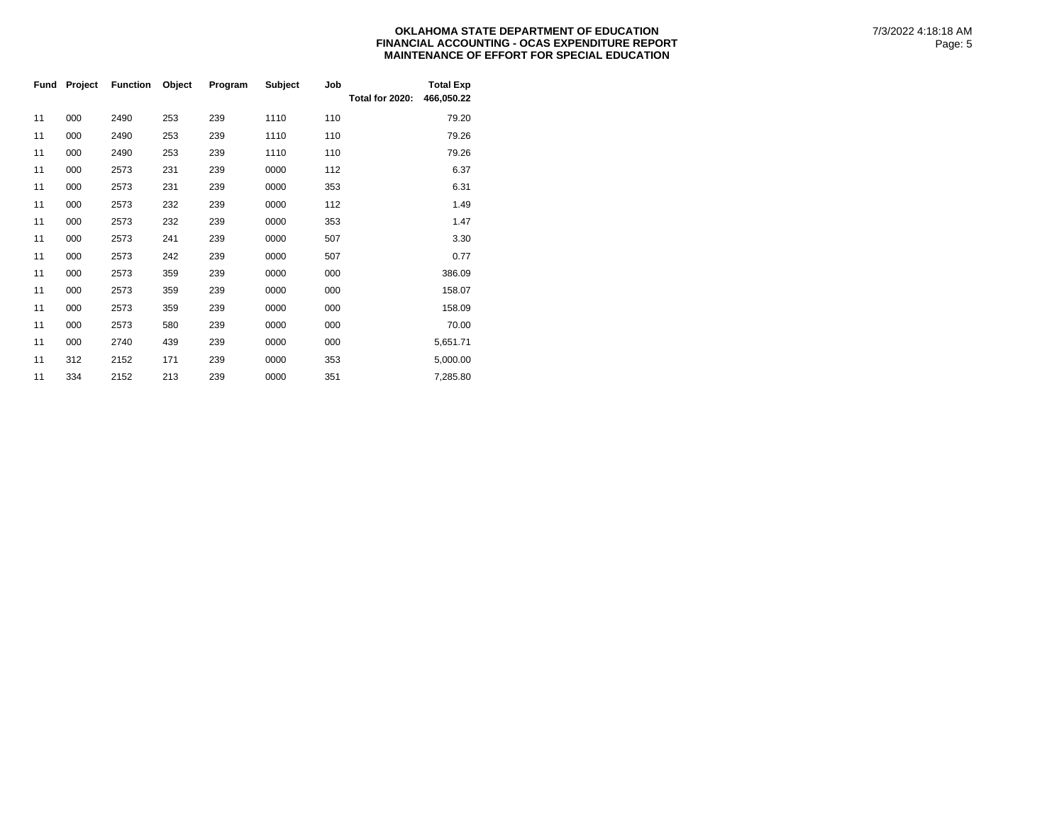**OKLAHOMA STATE DEPARTMENT OF EDUCATION**
**FINANCIAL ACCOUNTING - OCAS EXPENDITURE REPORT**
**MAINTENANCE OF EFFORT FOR SPECIAL EDUCATION**

7/3/2022 4:18:18 AM

| Fund | Project | Function | Object | Program | Subject | Job | | Total Exp |
|---|---|---|---|---|---|---|---|---|
| | | | | | | | **Total for 2020:** | **466,050.22** |
| 11 | 000 | 2490 | 253 | 239 | 1110 | 110 | | 79.20 |
| 11 | 000 | 2490 | 253 | 239 | 1110 | 110 | | 79.26 |
| 11 | 000 | 2490 | 253 | 239 | 1110 | 110 | | 79.26 |
| 11 | 000 | 2573 | 231 | 239 | 0000 | 112 | | 6.37 |
| 11 | 000 | 2573 | 231 | 239 | 0000 | 353 | | 6.31 |
| 11 | 000 | 2573 | 232 | 239 | 0000 | 112 | | 1.49 |
| 11 | 000 | 2573 | 232 | 239 | 0000 | 353 | | 1.47 |
| 11 | 000 | 2573 | 241 | 239 | 0000 | 507 | | 3.30 |
| 11 | 000 | 2573 | 242 | 239 | 0000 | 507 | | 0.77 |
| 11 | 000 | 2573 | 359 | 239 | 0000 | 000 | | 386.09 |
| 11 | 000 | 2573 | 359 | 239 | 0000 | 000 | | 158.07 |
| 11 | 000 | 2573 | 359 | 239 | 0000 | 000 | | 158.09 |
| 11 | 000 | 2573 | 580 | 239 | 0000 | 000 | | 70.00 |
| 11 | 000 | 2740 | 439 | 239 | 0000 | 000 | | 5,651.71 |
| 11 | 312 | 2152 | 171 | 239 | 0000 | 353 | | 5,000.00 |
| 11 | 334 | 2152 | 213 | 239 | 0000 | 351 | | 7,285.80 |